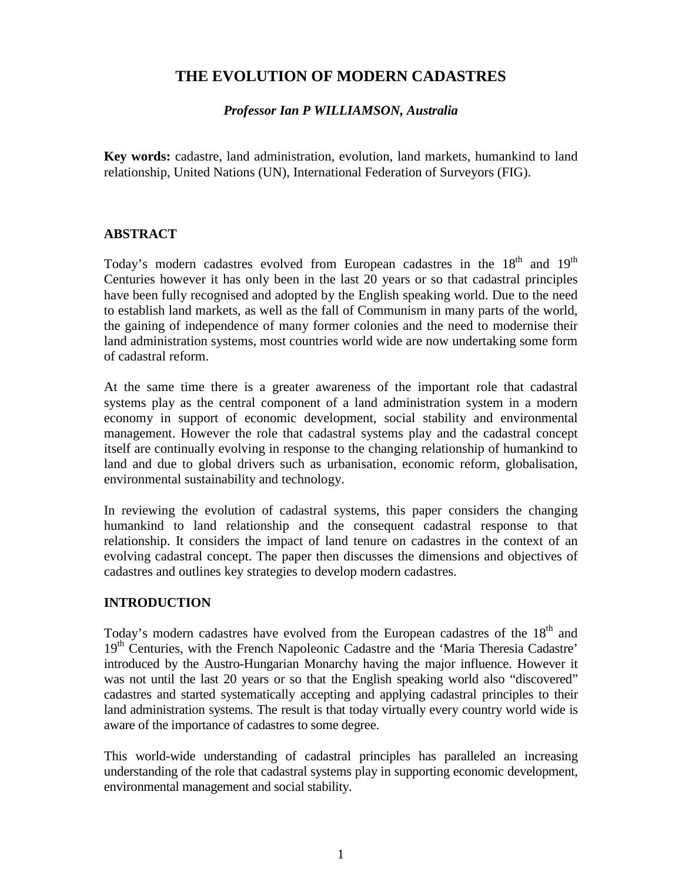# THE EVOLUTION OF MODERN CADASTRES

***Professor Ian P WILLIAMSON, Australia***

**Key words:** cadastre, land administration, evolution, land markets, humankind to land relationship, United Nations (UN), International Federation of Surveyors (FIG).

## ABSTRACT

Today's modern cadastres evolved from European cadastres in the 18th and 19th Centuries however it has only been in the last 20 years or so that cadastral principles have been fully recognised and adopted by the English speaking world. Due to the need to establish land markets, as well as the fall of Communism in many parts of the world, the gaining of independence of many former colonies and the need to modernise their land administration systems, most countries world wide are now undertaking some form of cadastral reform.

At the same time there is a greater awareness of the important role that cadastral systems play as the central component of a land administration system in a modern economy in support of economic development, social stability and environmental management. However the role that cadastral systems play and the cadastral concept itself are continually evolving in response to the changing relationship of humankind to land and due to global drivers such as urbanisation, economic reform, globalisation, environmental sustainability and technology.

In reviewing the evolution of cadastral systems, this paper considers the changing humankind to land relationship and the consequent cadastral response to that relationship. It considers the impact of land tenure on cadastres in the context of an evolving cadastral concept. The paper then discusses the dimensions and objectives of cadastres and outlines key strategies to develop modern cadastres.

## INTRODUCTION

Today's modern cadastres have evolved from the European cadastres of the 18th and 19th Centuries, with the French Napoleonic Cadastre and the 'Maria Theresia Cadastre' introduced by the Austro-Hungarian Monarchy having the major influence. However it was not until the last 20 years or so that the English speaking world also "discovered" cadastres and started systematically accepting and applying cadastral principles to their land administration systems. The result is that today virtually every country world wide is aware of the importance of cadastres to some degree.

This world-wide understanding of cadastral principles has paralleled an increasing understanding of the role that cadastral systems play in supporting economic development, environmental management and social stability.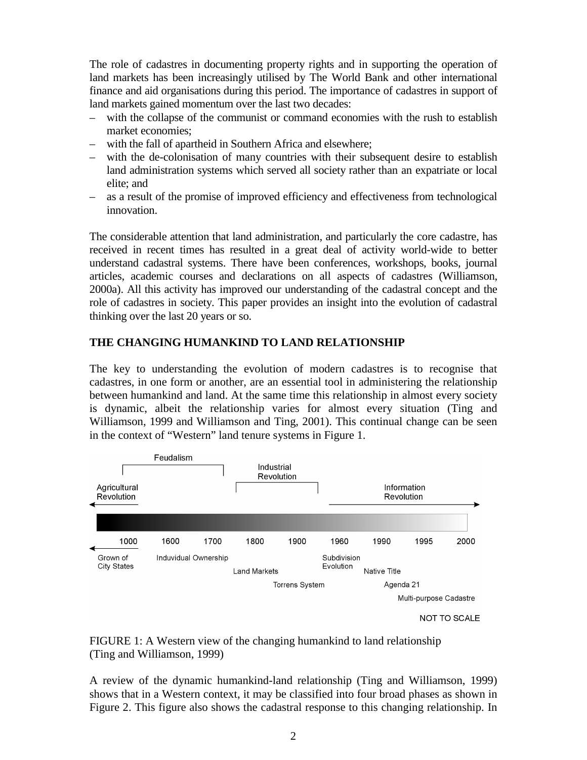The role of cadastres in documenting property rights and in supporting the operation of land markets has been increasingly utilised by The World Bank and other international finance and aid organisations during this period. The importance of cadastres in support of land markets gained momentum over the last two decades:

– with the collapse of the communist or command economies with the rush to establish market economies;
– with the fall of apartheid in Southern Africa and elsewhere;
– with the de-colonisation of many countries with their subsequent desire to establish land administration systems which served all society rather than an expatriate or local elite; and
– as a result of the promise of improved efficiency and effectiveness from technological innovation.

The considerable attention that land administration, and particularly the core cadastre, has received in recent times has resulted in a great deal of activity world-wide to better understand cadastral systems. There have been conferences, workshops, books, journal articles, academic courses and declarations on all aspects of cadastres (Williamson, 2000a). All this activity has improved our understanding of the cadastral concept and the role of cadastres in society. This paper provides an insight into the evolution of cadastral thinking over the last 20 years or so.

## THE CHANGING HUMANKIND TO LAND RELATIONSHIP

The key to understanding the evolution of modern cadastres is to recognise that cadastres, in one form or another, are an essential tool in administering the relationship between humankind and land. At the same time this relationship in almost every society is dynamic, albeit the relationship varies for almost every situation (Ting and Williamson, 1999 and Williamson and Ting, 2001). This continual change can be seen in the context of "Western" land tenure systems in Figure 1.

Feudalism | Industrial Revolution | Agricultural Revolution | Information Revolution

1000 | 1600 | 1700 | 1800 | 1900 | 1960 | 1990 | 1995 | 2000

Grown of City States | Induvidual Ownership | Land Markets | Torrens System | Subdivision Evolution | Native Title | Agenda 21 | Multi-purpose Cadastre

NOT TO SCALE

FIGURE 1: A Western view of the changing humankind to land relationship (Ting and Williamson, 1999)

A review of the dynamic humankind-land relationship (Ting and Williamson, 1999) shows that in a Western context, it may be classified into four broad phases as shown in Figure 2. This figure also shows the cadastral response to this changing relationship. In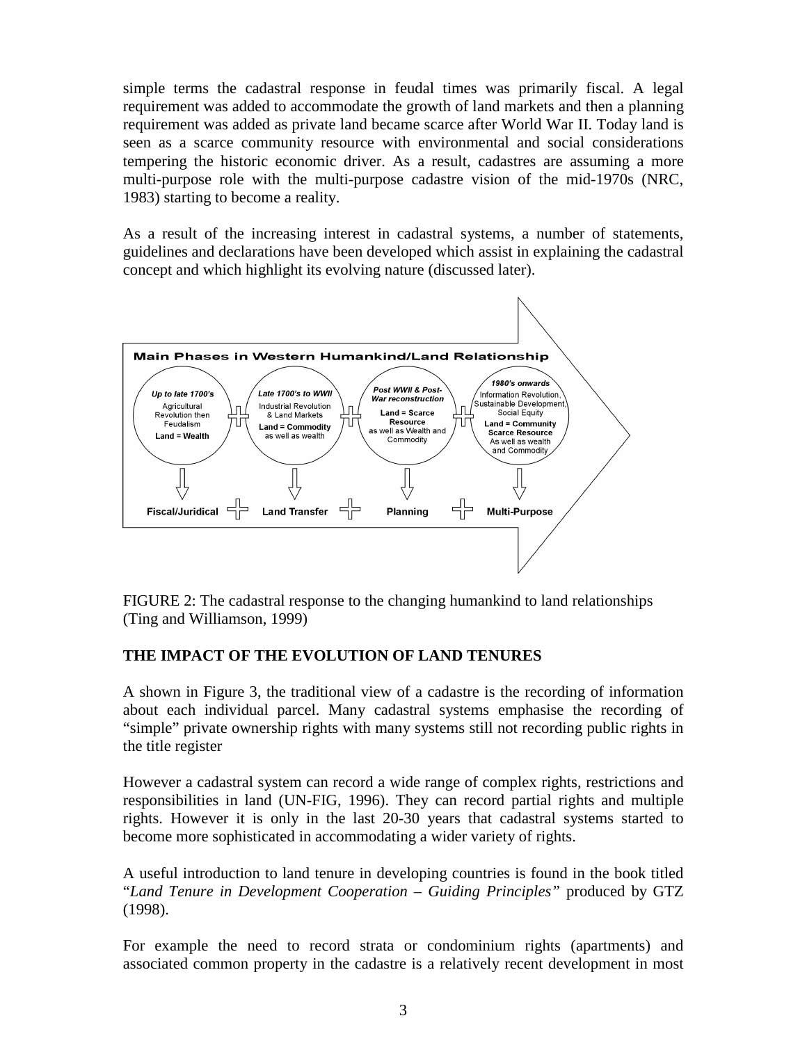simple terms the cadastral response in feudal times was primarily fiscal. A legal requirement was added to accommodate the growth of land markets and then a planning requirement was added as private land became scarce after World War II. Today land is seen as a scarce community resource with environmental and social considerations tempering the historic economic driver. As a result, cadastres are assuming a more multi-purpose role with the multi-purpose cadastre vision of the mid-1970s (NRC, 1983) starting to become a reality.

As a result of the increasing interest in cadastral systems, a number of statements, guidelines and declarations have been developed which assist in explaining the cadastral concept and which highlight its evolving nature (discussed later).

**Main Phases in Western Humankind/Land Relationship**

| *Up to late 1700's* | *Late 1700's to WWII* | *Post WWII & Post-War reconstruction* | *1980's onwards* |
|---|---|---|---|
| Agricultural Revolution then Feudalism | Industrial Revolution & Land Markets | **Land = Scarce Resource** as well as Wealth and Commodity | Information Revolution, Sustainable Development, Social Equity |
| **Land = Wealth** | **Land = Commodity** as well as wealth | | **Land = Community Scarce Resource** As well as wealth and Commodity |
| **Fiscal/Juridical** | **Land Transfer** | **Planning** | **Multi-Purpose** |

FIGURE 2: The cadastral response to the changing humankind to land relationships (Ting and Williamson, 1999)

## THE IMPACT OF THE EVOLUTION OF LAND TENURES

A shown in Figure 3, the traditional view of a cadastre is the recording of information about each individual parcel. Many cadastral systems emphasise the recording of "simple" private ownership rights with many systems still not recording public rights in the title register

However a cadastral system can record a wide range of complex rights, restrictions and responsibilities in land (UN-FIG, 1996). They can record partial rights and multiple rights. However it is only in the last 20-30 years that cadastral systems started to become more sophisticated in accommodating a wider variety of rights.

A useful introduction to land tenure in developing countries is found in the book titled "*Land Tenure in Development Cooperation – Guiding Principles"* produced by GTZ (1998).

For example the need to record strata or condominium rights (apartments) and associated common property in the cadastre is a relatively recent development in most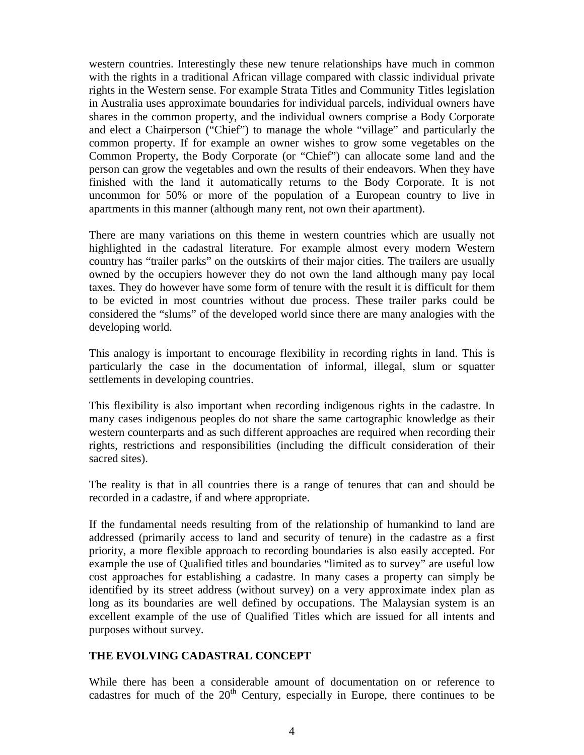western countries. Interestingly these new tenure relationships have much in common with the rights in a traditional African village compared with classic individual private rights in the Western sense. For example Strata Titles and Community Titles legislation in Australia uses approximate boundaries for individual parcels, individual owners have shares in the common property, and the individual owners comprise a Body Corporate and elect a Chairperson ("Chief") to manage the whole "village" and particularly the common property. If for example an owner wishes to grow some vegetables on the Common Property, the Body Corporate (or "Chief") can allocate some land and the person can grow the vegetables and own the results of their endeavors. When they have finished with the land it automatically returns to the Body Corporate. It is not uncommon for 50% or more of the population of a European country to live in apartments in this manner (although many rent, not own their apartment).

There are many variations on this theme in western countries which are usually not highlighted in the cadastral literature. For example almost every modern Western country has "trailer parks" on the outskirts of their major cities. The trailers are usually owned by the occupiers however they do not own the land although many pay local taxes. They do however have some form of tenure with the result it is difficult for them to be evicted in most countries without due process. These trailer parks could be considered the "slums" of the developed world since there are many analogies with the developing world.

This analogy is important to encourage flexibility in recording rights in land. This is particularly the case in the documentation of informal, illegal, slum or squatter settlements in developing countries.

This flexibility is also important when recording indigenous rights in the cadastre. In many cases indigenous peoples do not share the same cartographic knowledge as their western counterparts and as such different approaches are required when recording their rights, restrictions and responsibilities (including the difficult consideration of their sacred sites).

The reality is that in all countries there is a range of tenures that can and should be recorded in a cadastre, if and where appropriate.

If the fundamental needs resulting from of the relationship of humankind to land are addressed (primarily access to land and security of tenure) in the cadastre as a first priority, a more flexible approach to recording boundaries is also easily accepted. For example the use of Qualified titles and boundaries "limited as to survey" are useful low cost approaches for establishing a cadastre. In many cases a property can simply be identified by its street address (without survey) on a very approximate index plan as long as its boundaries are well defined by occupations. The Malaysian system is an excellent example of the use of Qualified Titles which are issued for all intents and purposes without survey.

## THE EVOLVING CADASTRAL CONCEPT

While there has been a considerable amount of documentation on or reference to cadastres for much of the 20th Century, especially in Europe, there continues to be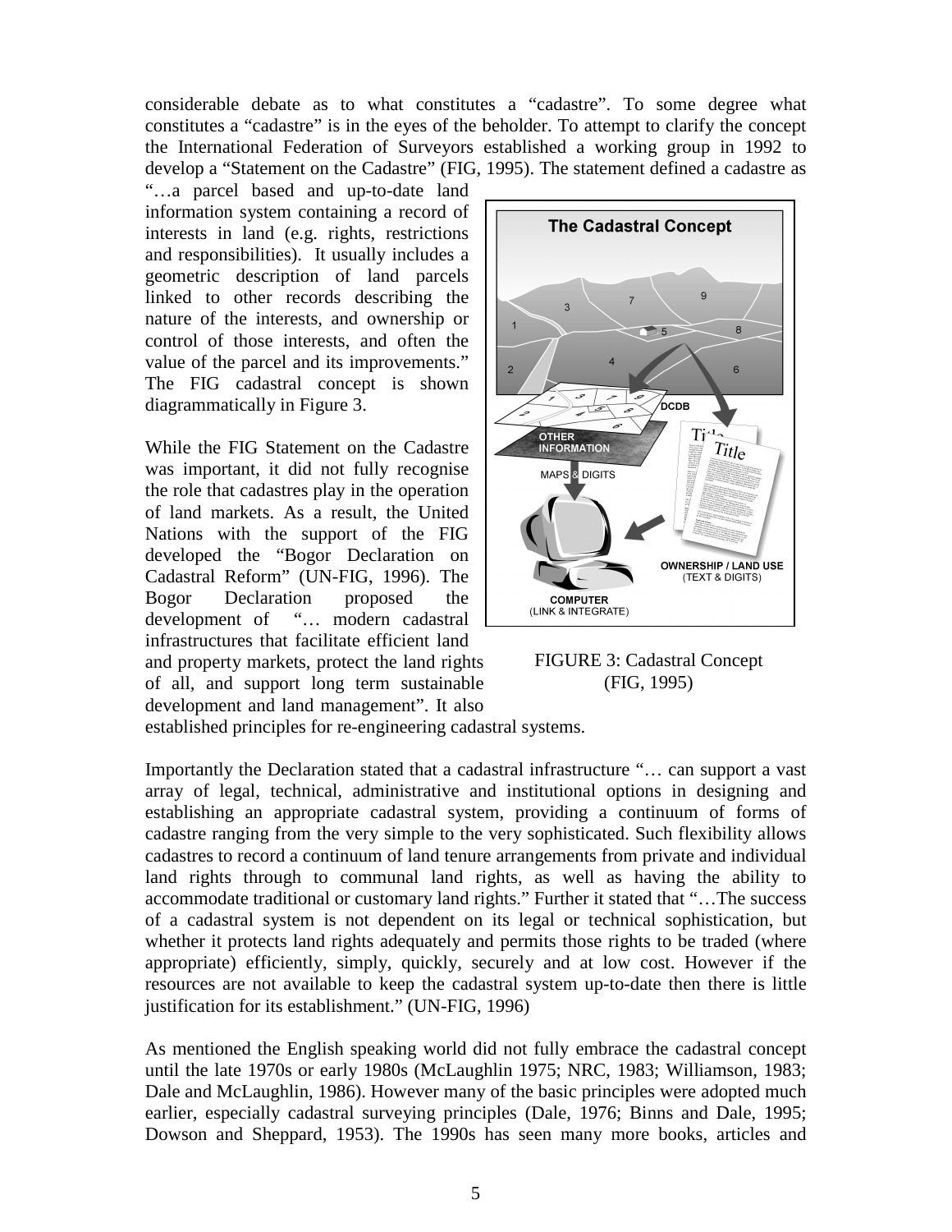considerable debate as to what constitutes a "cadastre". To some degree what constitutes a "cadastre" is in the eyes of the beholder. To attempt to clarify the concept the International Federation of Surveyors established a working group in 1992 to develop a "Statement on the Cadastre" (FIG, 1995). The statement defined a cadastre as "…a parcel based and up-to-date land information system containing a record of interests in land (e.g. rights, restrictions and responsibilities). It usually includes a geometric description of land parcels linked to other records describing the nature of the interests, and ownership or control of those interests, and often the value of the parcel and its improvements." The FIG cadastral concept is shown diagrammatically in Figure 3.

FIGURE 3: Cadastral Concept (FIG, 1995)

While the FIG Statement on the Cadastre was important, it did not fully recognise the role that cadastres play in the operation of land markets. As a result, the United Nations with the support of the FIG developed the "Bogor Declaration on Cadastral Reform" (UN-FIG, 1996). The Bogor Declaration proposed the development of "… modern cadastral infrastructures that facilitate efficient land and property markets, protect the land rights of all, and support long term sustainable development and land management". It also established principles for re-engineering cadastral systems.

Importantly the Declaration stated that a cadastral infrastructure "… can support a vast array of legal, technical, administrative and institutional options in designing and establishing an appropriate cadastral system, providing a continuum of forms of cadastre ranging from the very simple to the very sophisticated. Such flexibility allows cadastres to record a continuum of land tenure arrangements from private and individual land rights through to communal land rights, as well as having the ability to accommodate traditional or customary land rights." Further it stated that "…The success of a cadastral system is not dependent on its legal or technical sophistication, but whether it protects land rights adequately and permits those rights to be traded (where appropriate) efficiently, simply, quickly, securely and at low cost. However if the resources are not available to keep the cadastral system up-to-date then there is little justification for its establishment." (UN-FIG, 1996)

As mentioned the English speaking world did not fully embrace the cadastral concept until the late 1970s or early 1980s (McLaughlin 1975; NRC, 1983; Williamson, 1983; Dale and McLaughlin, 1986). However many of the basic principles were adopted much earlier, especially cadastral surveying principles (Dale, 1976; Binns and Dale, 1995; Dowson and Sheppard, 1953). The 1990s has seen many more books, articles and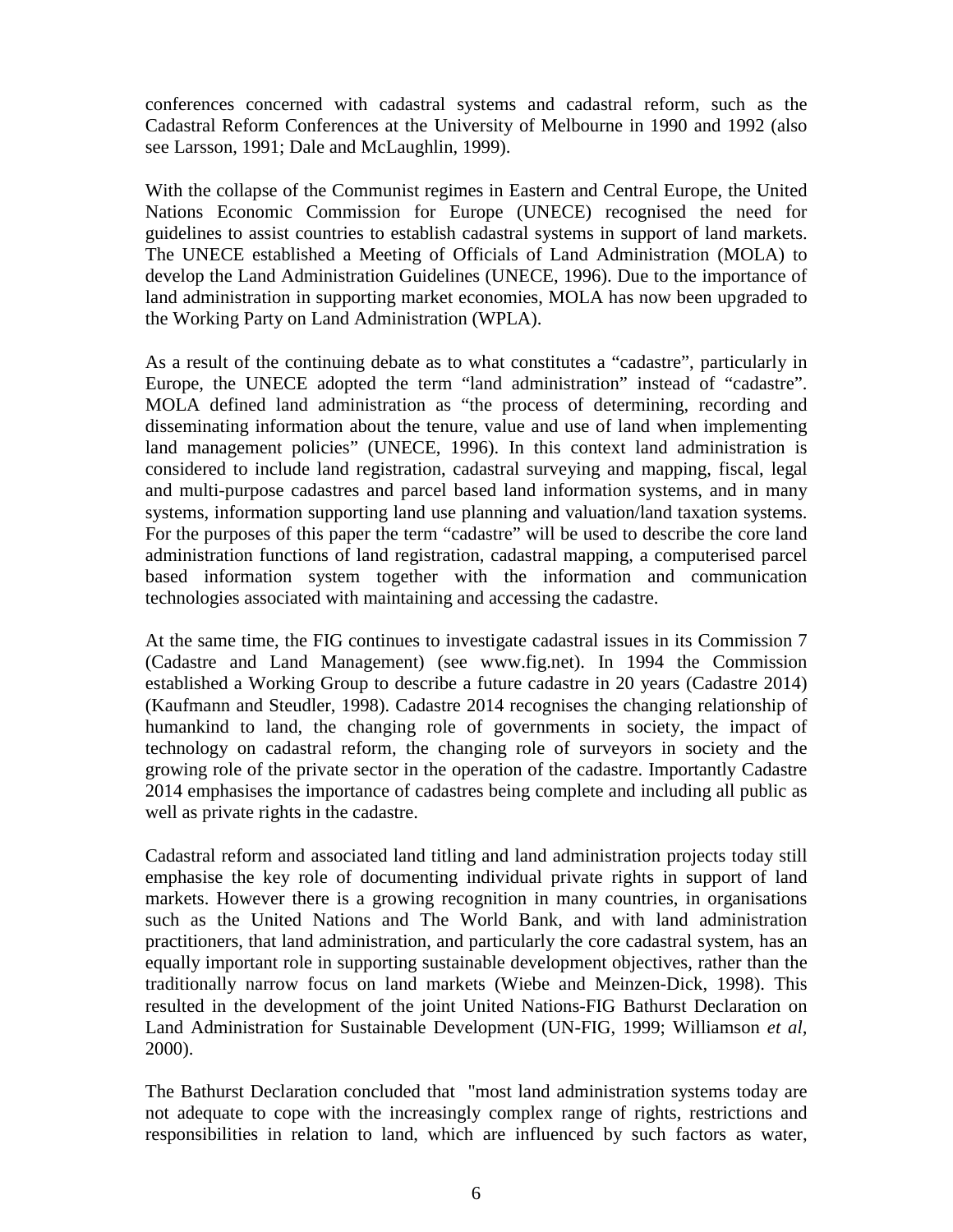conferences concerned with cadastral systems and cadastral reform, such as the Cadastral Reform Conferences at the University of Melbourne in 1990 and 1992 (also see Larsson, 1991; Dale and McLaughlin, 1999).

With the collapse of the Communist regimes in Eastern and Central Europe, the United Nations Economic Commission for Europe (UNECE) recognised the need for guidelines to assist countries to establish cadastral systems in support of land markets. The UNECE established a Meeting of Officials of Land Administration (MOLA) to develop the Land Administration Guidelines (UNECE, 1996). Due to the importance of land administration in supporting market economies, MOLA has now been upgraded to the Working Party on Land Administration (WPLA).

As a result of the continuing debate as to what constitutes a "cadastre", particularly in Europe, the UNECE adopted the term "land administration" instead of "cadastre". MOLA defined land administration as "the process of determining, recording and disseminating information about the tenure, value and use of land when implementing land management policies" (UNECE, 1996). In this context land administration is considered to include land registration, cadastral surveying and mapping, fiscal, legal and multi-purpose cadastres and parcel based land information systems, and in many systems, information supporting land use planning and valuation/land taxation systems. For the purposes of this paper the term "cadastre" will be used to describe the core land administration functions of land registration, cadastral mapping, a computerised parcel based information system together with the information and communication technologies associated with maintaining and accessing the cadastre.

At the same time, the FIG continues to investigate cadastral issues in its Commission 7 (Cadastre and Land Management) (see www.fig.net). In 1994 the Commission established a Working Group to describe a future cadastre in 20 years (Cadastre 2014) (Kaufmann and Steudler, 1998). Cadastre 2014 recognises the changing relationship of humankind to land, the changing role of governments in society, the impact of technology on cadastral reform, the changing role of surveyors in society and the growing role of the private sector in the operation of the cadastre. Importantly Cadastre 2014 emphasises the importance of cadastres being complete and including all public as well as private rights in the cadastre.

Cadastral reform and associated land titling and land administration projects today still emphasise the key role of documenting individual private rights in support of land markets. However there is a growing recognition in many countries, in organisations such as the United Nations and The World Bank, and with land administration practitioners, that land administration, and particularly the core cadastral system, has an equally important role in supporting sustainable development objectives, rather than the traditionally narrow focus on land markets (Wiebe and Meinzen-Dick, 1998). This resulted in the development of the joint United Nations-FIG Bathurst Declaration on Land Administration for Sustainable Development (UN-FIG, 1999; Williamson *et al*, 2000).

The Bathurst Declaration concluded that "most land administration systems today are not adequate to cope with the increasingly complex range of rights, restrictions and responsibilities in relation to land, which are influenced by such factors as water,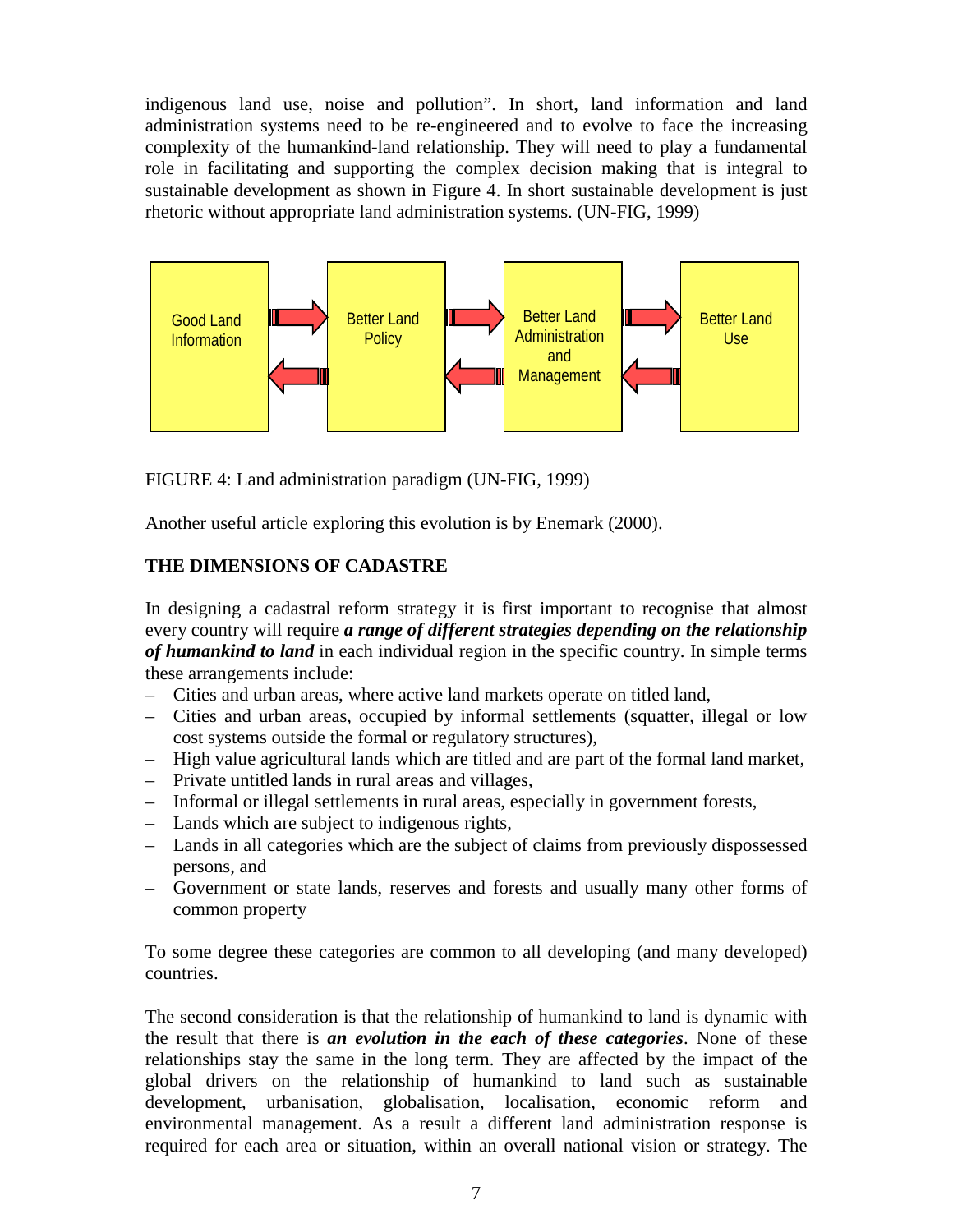indigenous land use, noise and pollution". In short, land information and land administration systems need to be re-engineered and to evolve to face the increasing complexity of the humankind-land relationship. They will need to play a fundamental role in facilitating and supporting the complex decision making that is integral to sustainable development as shown in Figure 4. In short sustainable development is just rhetoric without appropriate land administration systems. (UN-FIG, 1999)

Good Land Information ⇄ Better Land Policy ⇄ Better Land Administration and Management ⇄ Better Land Use

FIGURE 4: Land administration paradigm (UN-FIG, 1999)

Another useful article exploring this evolution is by Enemark (2000).

## THE DIMENSIONS OF CADASTRE

In designing a cadastral reform strategy it is first important to recognise that almost every country will require ***a range of different strategies depending on the relationship of humankind to land*** in each individual region in the specific country. In simple terms these arrangements include:

- Cities and urban areas, where active land markets operate on titled land,
- Cities and urban areas, occupied by informal settlements (squatter, illegal or low cost systems outside the formal or regulatory structures),
- High value agricultural lands which are titled and are part of the formal land market,
- Private untitled lands in rural areas and villages,
- Informal or illegal settlements in rural areas, especially in government forests,
- Lands which are subject to indigenous rights,
- Lands in all categories which are the subject of claims from previously dispossessed persons, and
- Government or state lands, reserves and forests and usually many other forms of common property

To some degree these categories are common to all developing (and many developed) countries.

The second consideration is that the relationship of humankind to land is dynamic with the result that there is ***an evolution in the each of these categories***. None of these relationships stay the same in the long term. They are affected by the impact of the global drivers on the relationship of humankind to land such as sustainable development, urbanisation, globalisation, localisation, economic reform and environmental management. As a result a different land administration response is required for each area or situation, within an overall national vision or strategy. The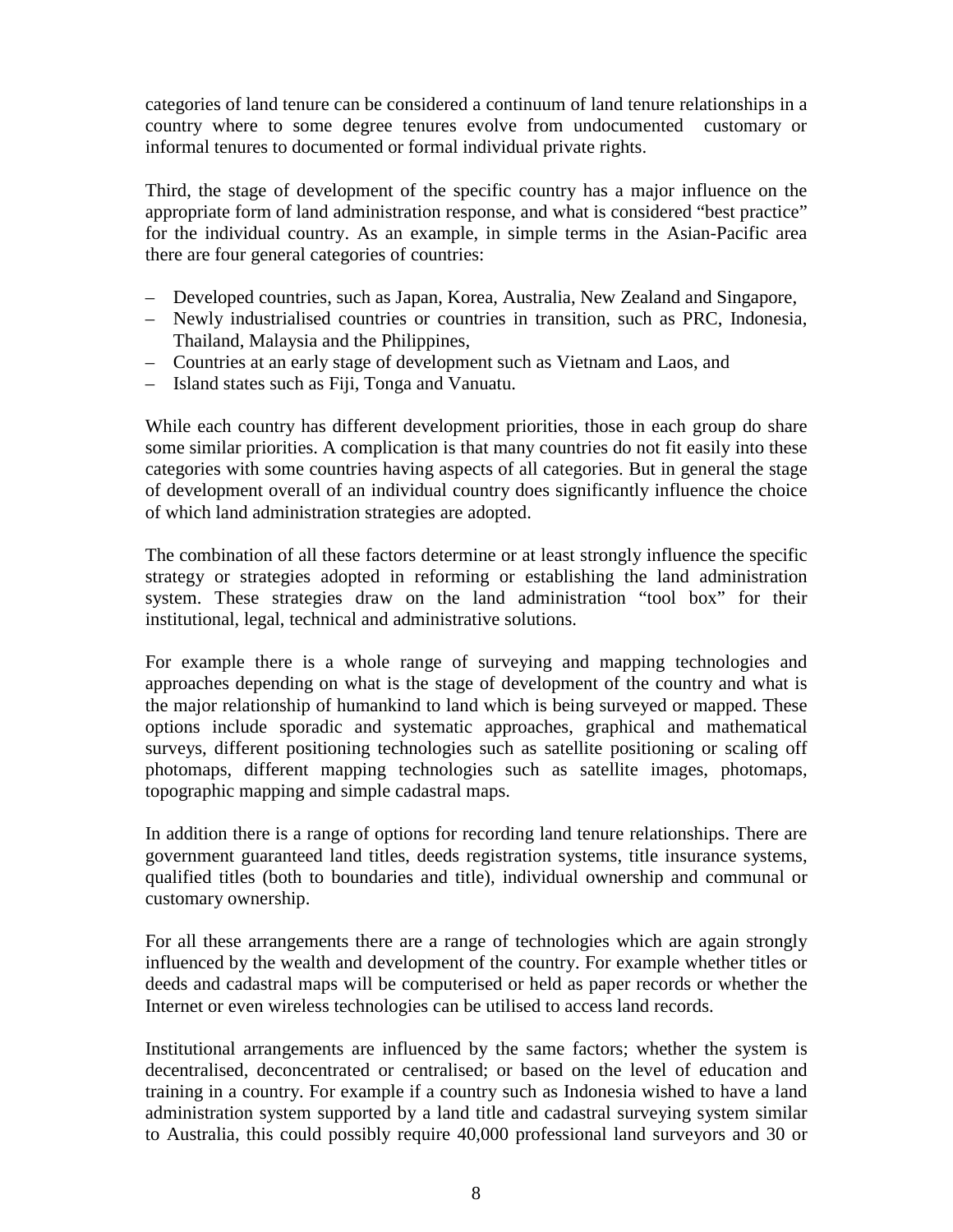categories of land tenure can be considered a continuum of land tenure relationships in a country where to some degree tenures evolve from undocumented customary or informal tenures to documented or formal individual private rights.

Third, the stage of development of the specific country has a major influence on the appropriate form of land administration response, and what is considered "best practice" for the individual country. As an example, in simple terms in the Asian-Pacific area there are four general categories of countries:

- Developed countries, such as Japan, Korea, Australia, New Zealand and Singapore,
- Newly industrialised countries or countries in transition, such as PRC, Indonesia, Thailand, Malaysia and the Philippines,
- Countries at an early stage of development such as Vietnam and Laos, and
- Island states such as Fiji, Tonga and Vanuatu.

While each country has different development priorities, those in each group do share some similar priorities. A complication is that many countries do not fit easily into these categories with some countries having aspects of all categories. But in general the stage of development overall of an individual country does significantly influence the choice of which land administration strategies are adopted.

The combination of all these factors determine or at least strongly influence the specific strategy or strategies adopted in reforming or establishing the land administration system. These strategies draw on the land administration "tool box" for their institutional, legal, technical and administrative solutions.

For example there is a whole range of surveying and mapping technologies and approaches depending on what is the stage of development of the country and what is the major relationship of humankind to land which is being surveyed or mapped. These options include sporadic and systematic approaches, graphical and mathematical surveys, different positioning technologies such as satellite positioning or scaling off photomaps, different mapping technologies such as satellite images, photomaps, topographic mapping and simple cadastral maps.

In addition there is a range of options for recording land tenure relationships. There are government guaranteed land titles, deeds registration systems, title insurance systems, qualified titles (both to boundaries and title), individual ownership and communal or customary ownership.

For all these arrangements there are a range of technologies which are again strongly influenced by the wealth and development of the country. For example whether titles or deeds and cadastral maps will be computerised or held as paper records or whether the Internet or even wireless technologies can be utilised to access land records.

Institutional arrangements are influenced by the same factors; whether the system is decentralised, deconcentrated or centralised; or based on the level of education and training in a country. For example if a country such as Indonesia wished to have a land administration system supported by a land title and cadastral surveying system similar to Australia, this could possibly require 40,000 professional land surveyors and 30 or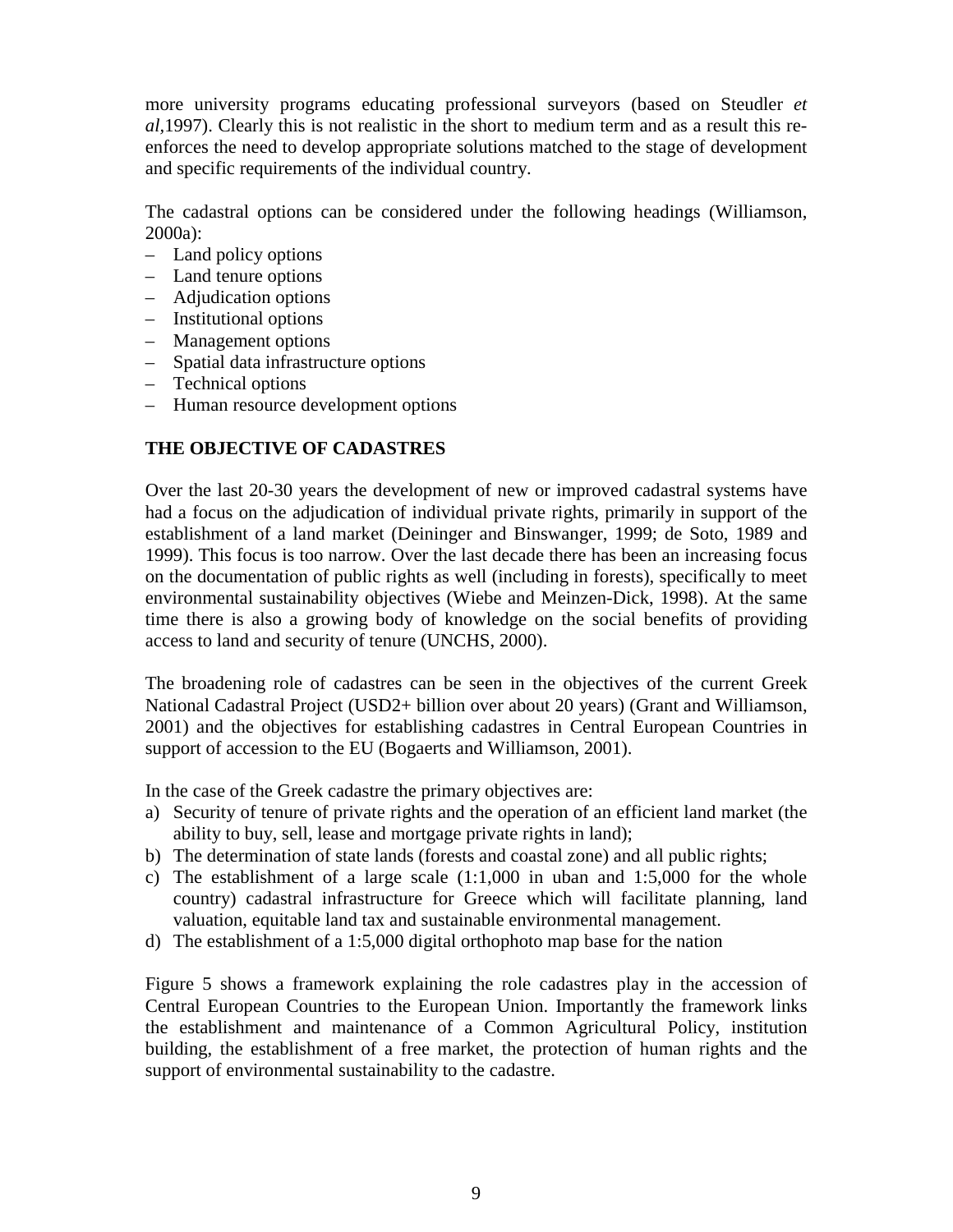more university programs educating professional surveyors (based on Steudler *et al*,1997). Clearly this is not realistic in the short to medium term and as a result this re-enforces the need to develop appropriate solutions matched to the stage of development and specific requirements of the individual country.

The cadastral options can be considered under the following headings (Williamson, 2000a):

– Land policy options
– Land tenure options
– Adjudication options
– Institutional options
– Management options
– Spatial data infrastructure options
– Technical options
– Human resource development options

## THE OBJECTIVE OF CADASTRES

Over the last 20-30 years the development of new or improved cadastral systems have had a focus on the adjudication of individual private rights, primarily in support of the establishment of a land market (Deininger and Binswanger, 1999; de Soto, 1989 and 1999). This focus is too narrow. Over the last decade there has been an increasing focus on the documentation of public rights as well (including in forests), specifically to meet environmental sustainability objectives (Wiebe and Meinzen-Dick, 1998). At the same time there is also a growing body of knowledge on the social benefits of providing access to land and security of tenure (UNCHS, 2000).

The broadening role of cadastres can be seen in the objectives of the current Greek National Cadastral Project (USD2+ billion over about 20 years) (Grant and Williamson, 2001) and the objectives for establishing cadastres in Central European Countries in support of accession to the EU (Bogaerts and Williamson, 2001).

In the case of the Greek cadastre the primary objectives are:

a) Security of tenure of private rights and the operation of an efficient land market (the ability to buy, sell, lease and mortgage private rights in land);
b) The determination of state lands (forests and coastal zone) and all public rights;
c) The establishment of a large scale (1:1,000 in uban and 1:5,000 for the whole country) cadastral infrastructure for Greece which will facilitate planning, land valuation, equitable land tax and sustainable environmental management.
d) The establishment of a 1:5,000 digital orthophoto map base for the nation

Figure 5 shows a framework explaining the role cadastres play in the accession of Central European Countries to the European Union. Importantly the framework links the establishment and maintenance of a Common Agricultural Policy, institution building, the establishment of a free market, the protection of human rights and the support of environmental sustainability to the cadastre.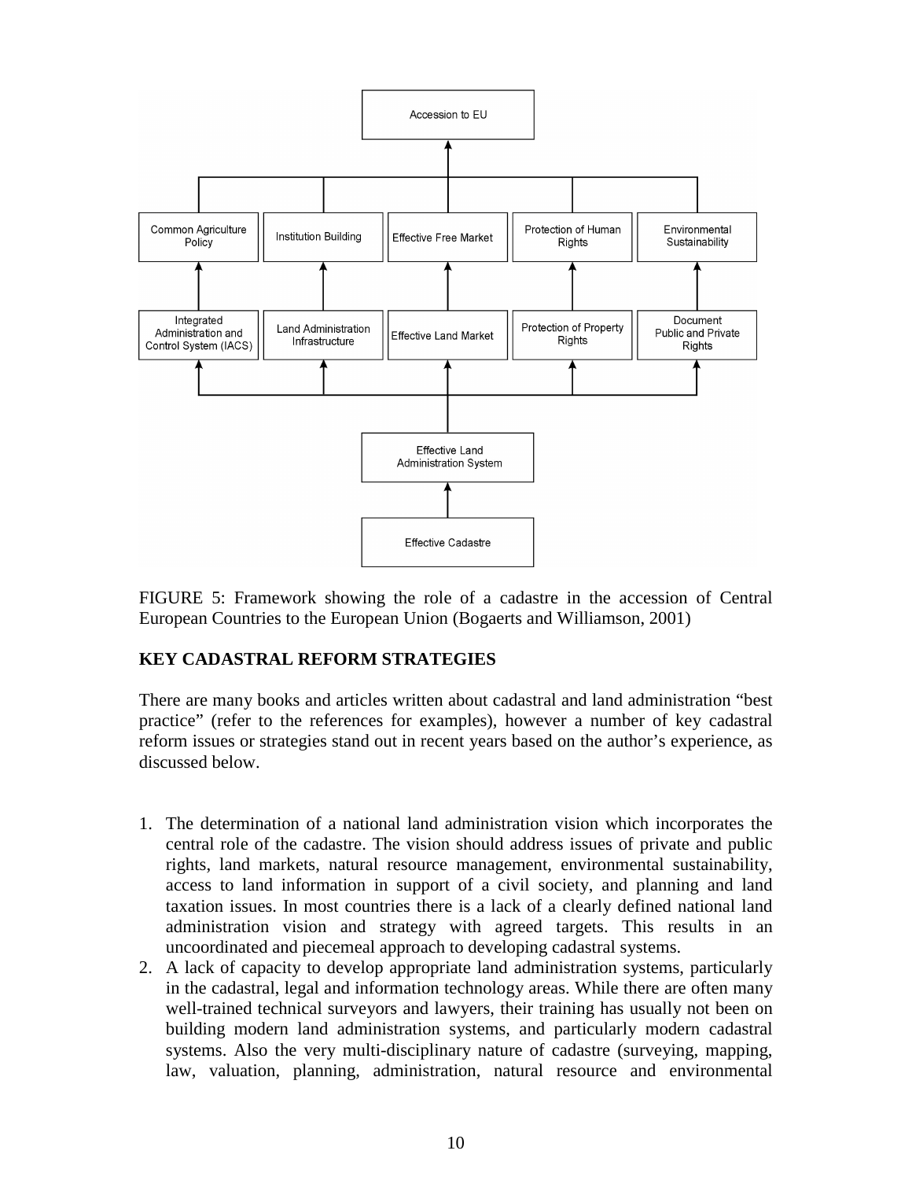FIGURE 5: Framework showing the role of a cadastre in the accession of Central European Countries to the European Union (Bogaerts and Williamson, 2001)

## KEY CADASTRAL REFORM STRATEGIES

There are many books and articles written about cadastral and land administration "best practice" (refer to the references for examples), however a number of key cadastral reform issues or strategies stand out in recent years based on the author's experience, as discussed below.

1. The determination of a national land administration vision which incorporates the central role of the cadastre. The vision should address issues of private and public rights, land markets, natural resource management, environmental sustainability, access to land information in support of a civil society, and planning and land taxation issues. In most countries there is a lack of a clearly defined national land administration vision and strategy with agreed targets. This results in an uncoordinated and piecemeal approach to developing cadastral systems.
2. A lack of capacity to develop appropriate land administration systems, particularly in the cadastral, legal and information technology areas. While there are often many well-trained technical surveyors and lawyers, their training has usually not been on building modern land administration systems, and particularly modern cadastral systems. Also the very multi-disciplinary nature of cadastre (surveying, mapping, law, valuation, planning, administration, natural resource and environmental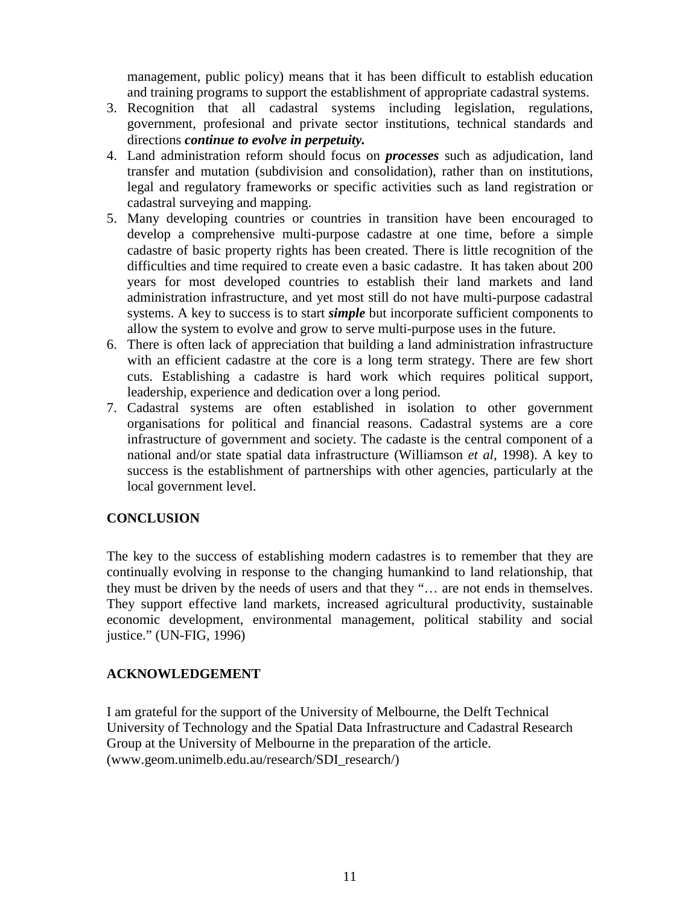management, public policy) means that it has been difficult to establish education and training programs to support the establishment of appropriate cadastral systems.

3. Recognition that all cadastral systems including legislation, regulations, government, profesional and private sector institutions, technical standards and directions ***continue to evolve in perpetuity.***
4. Land administration reform should focus on ***processes*** such as adjudication, land transfer and mutation (subdivision and consolidation), rather than on institutions, legal and regulatory frameworks or specific activities such as land registration or cadastral surveying and mapping.
5. Many developing countries or countries in transition have been encouraged to develop a comprehensive multi-purpose cadastre at one time, before a simple cadastre of basic property rights has been created. There is little recognition of the difficulties and time required to create even a basic cadastre. It has taken about 200 years for most developed countries to establish their land markets and land administration infrastructure, and yet most still do not have multi-purpose cadastral systems. A key to success is to start ***simple*** but incorporate sufficient components to allow the system to evolve and grow to serve multi-purpose uses in the future.
6. There is often lack of appreciation that building a land administration infrastructure with an efficient cadastre at the core is a long term strategy. There are few short cuts. Establishing a cadastre is hard work which requires political support, leadership, experience and dedication over a long period.
7. Cadastral systems are often established in isolation to other government organisations for political and financial reasons. Cadastral systems are a core infrastructure of government and society. The cadaste is the central component of a national and/or state spatial data infrastructure (Williamson *et al,* 1998). A key to success is the establishment of partnerships with other agencies, particularly at the local government level.

## CONCLUSION

The key to the success of establishing modern cadastres is to remember that they are continually evolving in response to the changing humankind to land relationship, that they must be driven by the needs of users and that they "… are not ends in themselves. They support effective land markets, increased agricultural productivity, sustainable economic development, environmental management, political stability and social justice." (UN-FIG, 1996)

## ACKNOWLEDGEMENT

I am grateful for the support of the University of Melbourne, the Delft Technical University of Technology and the Spatial Data Infrastructure and Cadastral Research Group at the University of Melbourne in the preparation of the article. (www.geom.unimelb.edu.au/research/SDI_research/)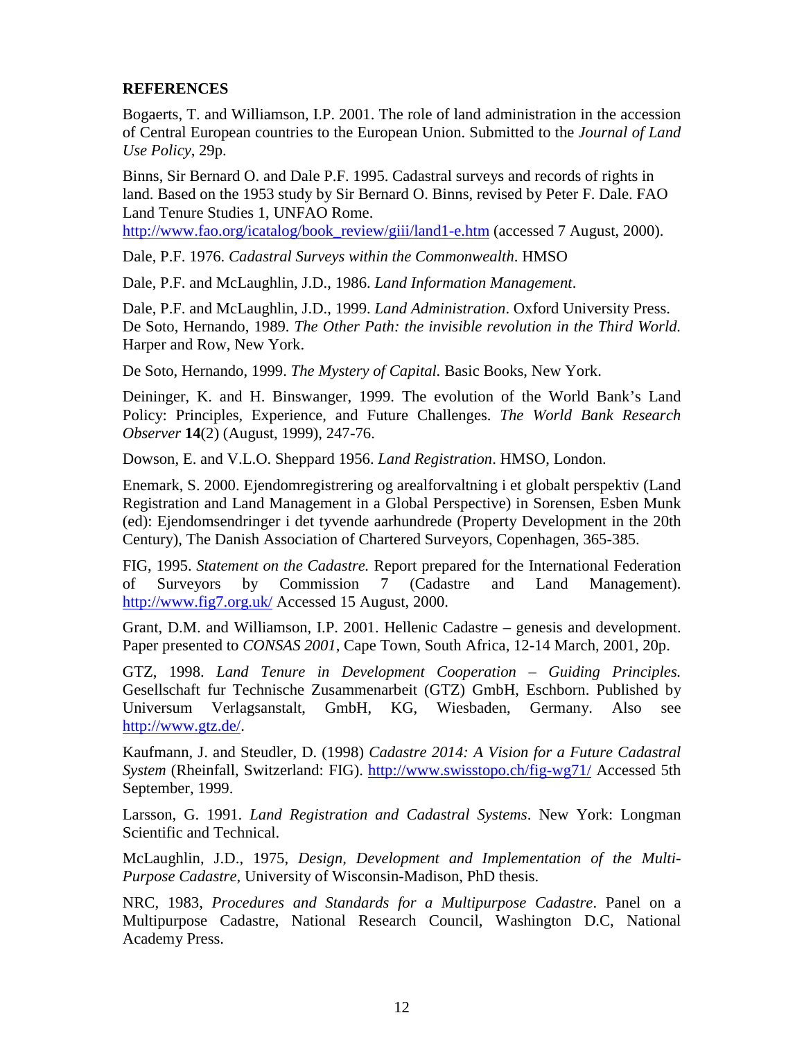## REFERENCES

Bogaerts, T. and Williamson, I.P. 2001. The role of land administration in the accession of Central European countries to the European Union. Submitted to the *Journal of Land Use Policy*, 29p.

Binns, Sir Bernard O. and Dale P.F. 1995. Cadastral surveys and records of rights in land. Based on the 1953 study by Sir Bernard O. Binns, revised by Peter F. Dale. FAO Land Tenure Studies 1, UNFAO Rome. http://www.fao.org/icatalog/book_review/giii/land1-e.htm (accessed 7 August, 2000).

Dale, P.F. 1976. *Cadastral Surveys within the Commonwealth*. HMSO

Dale, P.F. and McLaughlin, J.D., 1986. *Land Information Management*.

Dale, P.F. and McLaughlin, J.D., 1999. *Land Administration*. Oxford University Press.

De Soto, Hernando, 1989. *The Other Path: the invisible revolution in the Third World.* Harper and Row, New York.

De Soto, Hernando, 1999. *The Mystery of Capital.* Basic Books, New York.

Deininger, K. and H. Binswanger, 1999. The evolution of the World Bank's Land Policy: Principles, Experience, and Future Challenges. *The World Bank Research Observer* **14**(2) (August, 1999), 247-76.

Dowson, E. and V.L.O. Sheppard 1956. *Land Registration*. HMSO, London.

Enemark, S. 2000. Ejendomregistrering og arealforvaltning i et globalt perspektiv (Land Registration and Land Management in a Global Perspective) in Sorensen, Esben Munk (ed): Ejendomsendringer i det tyvende aarhundrede (Property Development in the 20th Century), The Danish Association of Chartered Surveyors, Copenhagen, 365-385.

FIG, 1995. *Statement on the Cadastre.* Report prepared for the International Federation of Surveyors by Commission 7 (Cadastre and Land Management). http://www.fig7.org.uk/ Accessed 15 August, 2000.

Grant, D.M. and Williamson, I.P. 2001. Hellenic Cadastre – genesis and development. Paper presented to *CONSAS 2001*, Cape Town, South Africa, 12-14 March, 2001, 20p.

GTZ, 1998. *Land Tenure in Development Cooperation – Guiding Principles.* Gesellschaft fur Technische Zusammenarbeit (GTZ) GmbH, Eschborn. Published by Universum Verlagsanstalt, GmbH, KG, Wiesbaden, Germany. Also see http://www.gtz.de/.

Kaufmann, J. and Steudler, D. (1998) *Cadastre 2014: A Vision for a Future Cadastral System* (Rheinfall, Switzerland: FIG). http://www.swisstopo.ch/fig-wg71/ Accessed 5th September, 1999.

Larsson, G. 1991. *Land Registration and Cadastral Systems*. New York: Longman Scientific and Technical.

McLaughlin, J.D., 1975, *Design, Development and Implementation of the Multi-Purpose Cadastre*, University of Wisconsin-Madison, PhD thesis.

NRC, 1983, *Procedures and Standards for a Multipurpose Cadastre*. Panel on a Multipurpose Cadastre, National Research Council, Washington D.C, National Academy Press.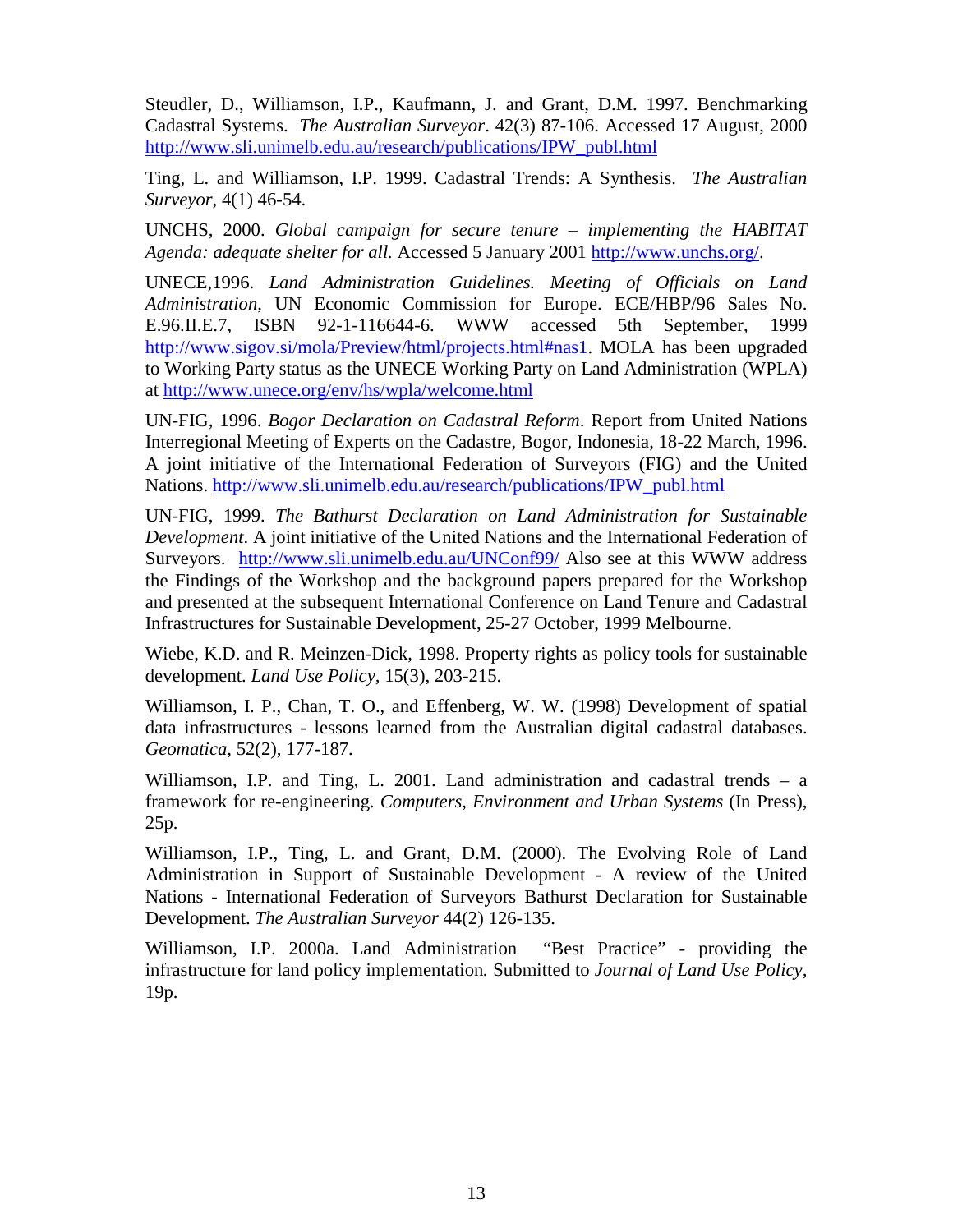Steudler, D., Williamson, I.P., Kaufmann, J. and Grant, D.M. 1997. Benchmarking Cadastral Systems. *The Australian Surveyor*. 42(3) 87-106. Accessed 17 August, 2000 http://www.sli.unimelb.edu.au/research/publications/IPW_publ.html

Ting, L. and Williamson, I.P. 1999. Cadastral Trends: A Synthesis. *The Australian Surveyor*, 4(1) 46-54.

UNCHS, 2000. *Global campaign for secure tenure – implementing the HABITAT Agenda: adequate shelter for all.* Accessed 5 January 2001 http://www.unchs.org/.

UNECE,1996. *Land Administration Guidelines. Meeting of Officials on Land Administration*, UN Economic Commission for Europe. ECE/HBP/96 Sales No. E.96.II.E.7, ISBN 92-1-116644-6. WWW accessed 5th September, 1999 http://www.sigov.si/mola/Preview/html/projects.html#nas1. MOLA has been upgraded to Working Party status as the UNECE Working Party on Land Administration (WPLA) at http://www.unece.org/env/hs/wpla/welcome.html

UN-FIG, 1996. *Bogor Declaration on Cadastral Reform*. Report from United Nations Interregional Meeting of Experts on the Cadastre, Bogor, Indonesia, 18-22 March, 1996. A joint initiative of the International Federation of Surveyors (FIG) and the United Nations. http://www.sli.unimelb.edu.au/research/publications/IPW_publ.html

UN-FIG, 1999. *The Bathurst Declaration on Land Administration for Sustainable Development*. A joint initiative of the United Nations and the International Federation of Surveyors. http://www.sli.unimelb.edu.au/UNConf99/ Also see at this WWW address the Findings of the Workshop and the background papers prepared for the Workshop and presented at the subsequent International Conference on Land Tenure and Cadastral Infrastructures for Sustainable Development, 25-27 October, 1999 Melbourne.

Wiebe, K.D. and R. Meinzen-Dick, 1998. Property rights as policy tools for sustainable development. *Land Use Policy*, 15(3), 203-215.

Williamson, I. P., Chan, T. O., and Effenberg, W. W. (1998) Development of spatial data infrastructures - lessons learned from the Australian digital cadastral databases. *Geomatica*, 52(2), 177-187.

Williamson, I.P. and Ting, L. 2001. Land administration and cadastral trends – a framework for re-engineering. *Computers, Environment and Urban Systems* (In Press), 25p.

Williamson, I.P., Ting, L. and Grant, D.M. (2000). The Evolving Role of Land Administration in Support of Sustainable Development - A review of the United Nations - International Federation of Surveyors Bathurst Declaration for Sustainable Development. *The Australian Surveyor* 44(2) 126-135.

Williamson, I.P. 2000a. Land Administration "Best Practice" - providing the infrastructure for land policy implementation*.* Submitted to *Journal of Land Use Policy*, 19p.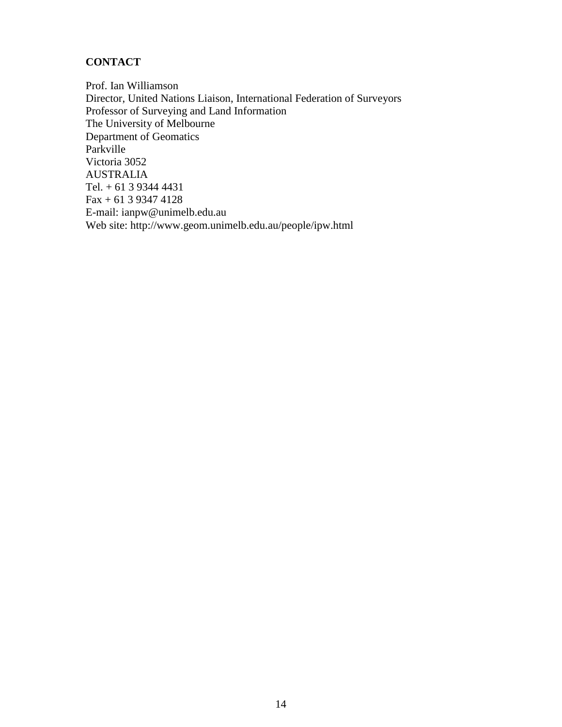## CONTACT

Prof. Ian Williamson  
Director, United Nations Liaison, International Federation of Surveyors  
Professor of Surveying and Land Information  
The University of Melbourne  
Department of Geomatics  
Parkville  
Victoria 3052  
AUSTRALIA  
Tel. + 61 3 9344 4431  
Fax + 61 3 9347 4128  
E-mail: ianpw@unimelb.edu.au  
Web site: http://www.geom.unimelb.edu.au/people/ipw.html